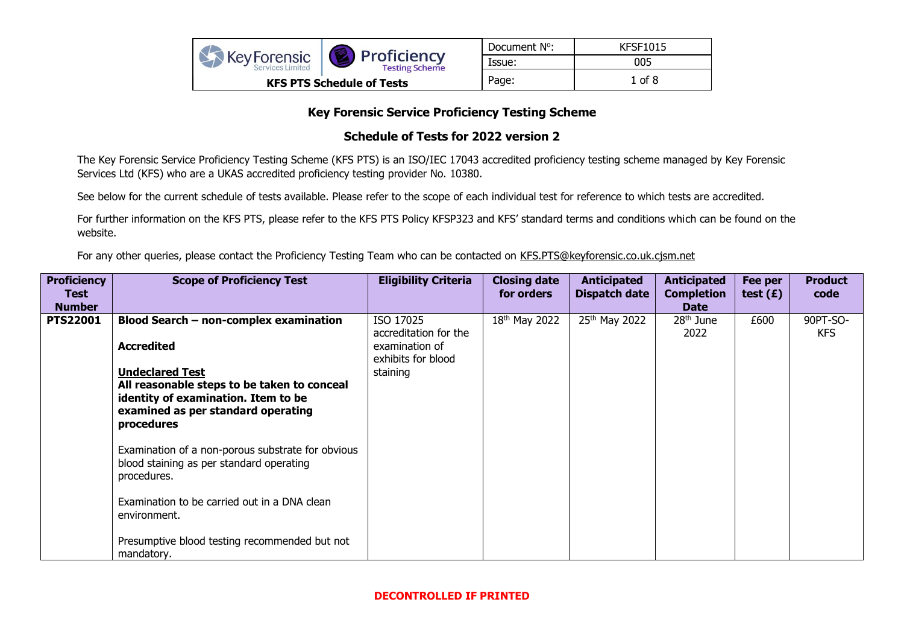## Key Forensic Service Proficiency Testing Scheme

## Schedule of Tests for 2022 version 2

The Key Forensic Service Proficiency Testing Scheme (KFS PTS) is an ISO/IEC 17043 accredited proficiency testing scheme managed by Key Forensic Services Ltd (KFS) who are a UKAS accredited proficiency testing provider No. 10380.

See below for the current schedule of tests available. Please refer to the scope of each individual test for reference to which tests are accredited.

For further information on the KFS PTS, please refer to the KFS PTS Policy KFSP323 and KFS' standard terms and conditions which can be found on the website.

For any other queries, please contact the Proficiency Testing Team who can be contacted on KFS.PTS@keyforensic.co.uk.cjsm.net

| Proficiency Test Number | Scope of Proficiency Test | Eligibility Criteria | Closing date for orders | Anticipated Dispatch date | Anticipated Completion Date | Fee per test (£) | Product code |
|---|---|---|---|---|---|---|---|
| **PTS22001** | **Blood Search – non-complex examination**<br><br>**Accredited**<br><br>**Undeclared Test**<br>**All reasonable steps to be taken to conceal identity of examination. Item to be examined as per standard operating procedures**<br><br>Examination of a non-porous substrate for obvious blood staining as per standard operating procedures.<br><br>Examination to be carried out in a DNA clean environment.<br><br>Presumptive blood testing recommended but not mandatory. | ISO 17025 accreditation for the examination of exhibits for blood staining | 18th May 2022 | 25th May 2022 | 28th June 2022 | £600 | 90PT-SO-KFS |

**DECONTROLLED IF PRINTED**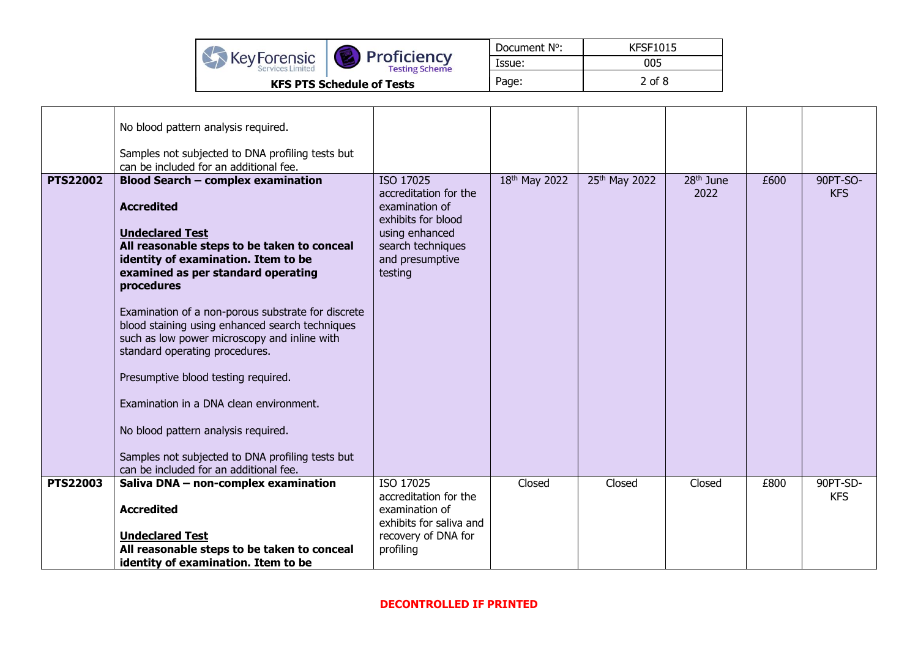| | | | | | | | |
|---|---|---|---|---|---|---|---|
| | No blood pattern analysis required.<br><br>Samples not subjected to DNA profiling tests but can be included for an additional fee. | | | | | | |
| **PTS22002** | **Blood Search – complex examination**<br><br>**Accredited**<br><br>**Undeclared Test**<br>**All reasonable steps to be taken to conceal identity of examination. Item to be examined as per standard operating procedures**<br><br>Examination of a non-porous substrate for discrete blood staining using enhanced search techniques such as low power microscopy and inline with standard operating procedures.<br><br>Presumptive blood testing required.<br><br>Examination in a DNA clean environment.<br><br>No blood pattern analysis required.<br><br>Samples not subjected to DNA profiling tests but can be included for an additional fee. | ISO 17025 accreditation for the examination of exhibits for blood using enhanced search techniques and presumptive testing | 18th May 2022 | 25th May 2022 | 28th June 2022 | £600 | 90PT-SO-KFS |
| **PTS22003** | **Saliva DNA – non-complex examination**<br><br>**Accredited**<br><br>**Undeclared Test**<br>**All reasonable steps to be taken to conceal identity of examination. Item to be** | ISO 17025 accreditation for the examination of exhibits for saliva and recovery of DNA for profiling | Closed | Closed | Closed | £800 | 90PT-SD-KFS |

**DECONTROLLED IF PRINTED**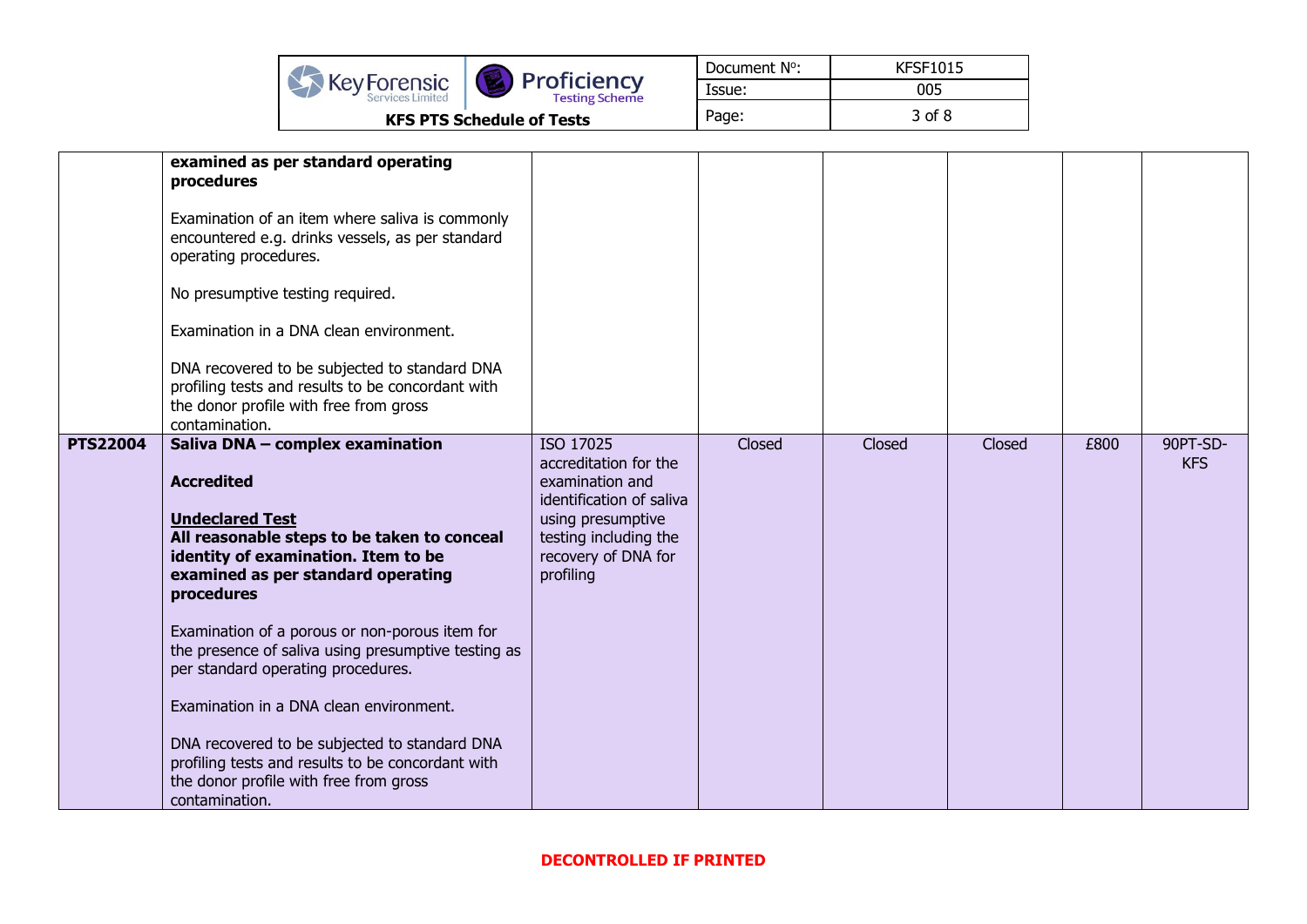| | | | | | | | |
|---|---|---|---|---|---|---|---|
| | **examined as per standard operating procedures**<br><br>Examination of an item where saliva is commonly encountered e.g. drinks vessels, as per standard operating procedures.<br><br>No presumptive testing required.<br><br>Examination in a DNA clean environment.<br><br>DNA recovered to be subjected to standard DNA profiling tests and results to be concordant with the donor profile with free from gross contamination. | | | | | | |
| **PTS22004** | **Saliva DNA – complex examination**<br><br>**Accredited**<br><br>**<u>Undeclared Test</u>**<br>**All reasonable steps to be taken to conceal identity of examination. Item to be examined as per standard operating procedures**<br><br>Examination of a porous or non-porous item for the presence of saliva using presumptive testing as per standard operating procedures.<br><br>Examination in a DNA clean environment.<br><br>DNA recovered to be subjected to standard DNA profiling tests and results to be concordant with the donor profile with free from gross contamination. | ISO 17025 accreditation for the examination and identification of saliva using presumptive testing including the recovery of DNA for profiling | Closed | Closed | Closed | £800 | 90PT-SD-KFS |

**DECONTROLLED IF PRINTED**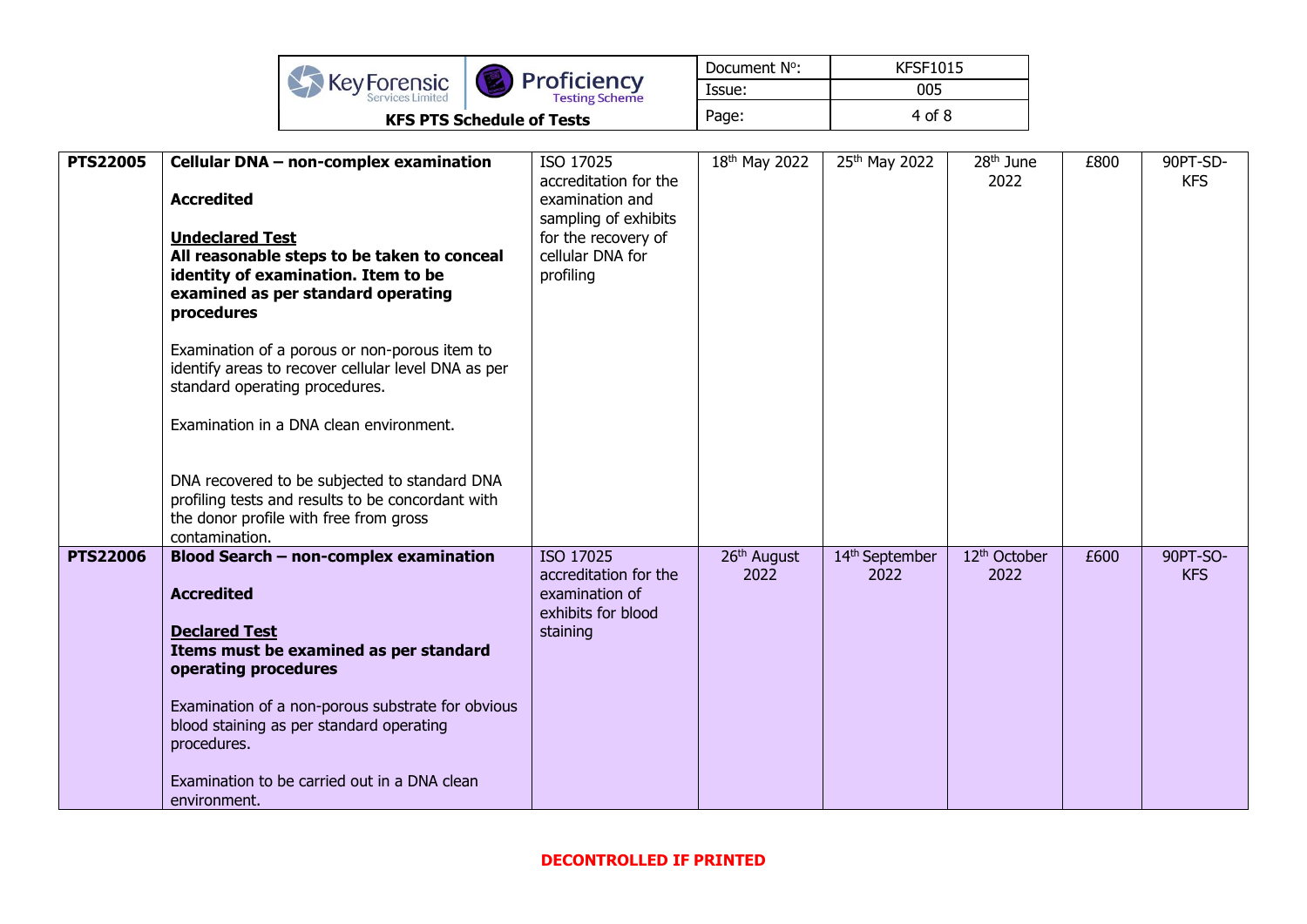| | | | | | | | |
|---|---|---|---|---|---|---|---|
| **PTS22005** | **Cellular DNA – non-complex examination**<br><br>**Accredited**<br><br>**<u>Undeclared Test</u>**<br>**All reasonable steps to be taken to conceal identity of examination. Item to be examined as per standard operating procedures**<br><br>Examination of a porous or non-porous item to identify areas to recover cellular level DNA as per standard operating procedures.<br><br>Examination in a DNA clean environment.<br><br>DNA recovered to be subjected to standard DNA profiling tests and results to be concordant with the donor profile with free from gross contamination. | ISO 17025 accreditation for the examination and sampling of exhibits for the recovery of cellular DNA for profiling | 18th May 2022 | 25th May 2022 | 28th June 2022 | £800 | 90PT-SD-KFS |
| **PTS22006** | **Blood Search – non-complex examination**<br><br>**Accredited**<br><br>**<u>Declared Test</u>**<br>**Items must be examined as per standard operating procedures**<br><br>Examination of a non-porous substrate for obvious blood staining as per standard operating procedures.<br><br>Examination to be carried out in a DNA clean environment. | ISO 17025 accreditation for the examination of exhibits for blood staining | 26th August 2022 | 14th September 2022 | 12th October 2022 | £600 | 90PT-SO-KFS |

**DECONTROLLED IF PRINTED**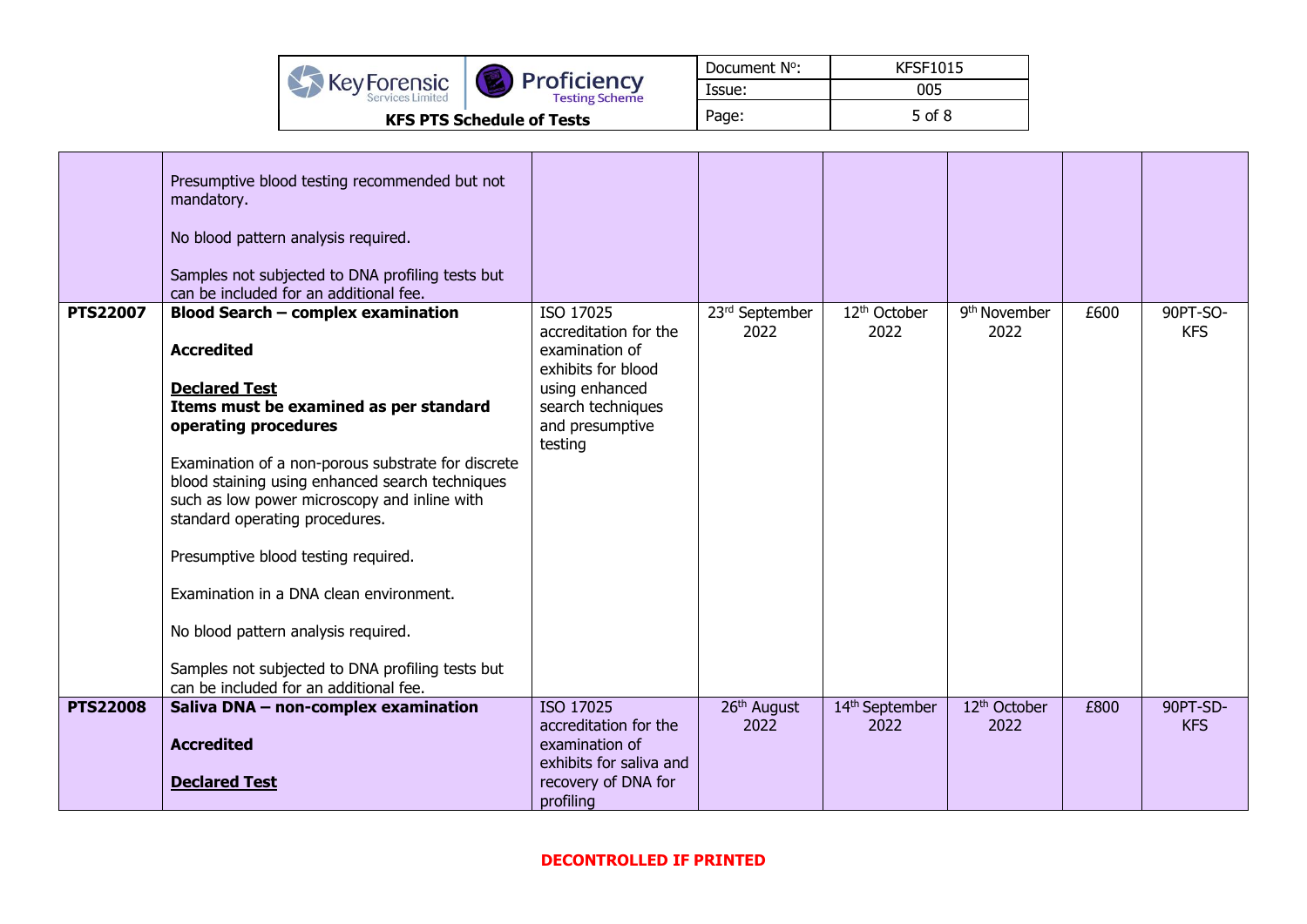| | | | | | | | |
|---|---|---|---|---|---|---|---|
| | Presumptive blood testing recommended but not mandatory.<br><br>No blood pattern analysis required.<br><br>Samples not subjected to DNA profiling tests but can be included for an additional fee. | | | | | | |
| **PTS22007** | **Blood Search – complex examination**<br><br>**Accredited**<br><br>**Declared Test**<br>**Items must be examined as per standard operating procedures**<br><br>Examination of a non-porous substrate for discrete blood staining using enhanced search techniques such as low power microscopy and inline with standard operating procedures.<br><br>Presumptive blood testing required.<br><br>Examination in a DNA clean environment.<br><br>No blood pattern analysis required.<br><br>Samples not subjected to DNA profiling tests but can be included for an additional fee. | ISO 17025 accreditation for the examination of exhibits for blood using enhanced search techniques and presumptive testing | 23rd September 2022 | 12th October 2022 | 9th November 2022 | £600 | 90PT-SO-KFS |
| **PTS22008** | **Saliva DNA – non-complex examination**<br><br>**Accredited**<br><br>**Declared Test** | ISO 17025 accreditation for the examination of exhibits for saliva and recovery of DNA for profiling | 26th August 2022 | 14th September 2022 | 12th October 2022 | £800 | 90PT-SD-KFS |

**DECONTROLLED IF PRINTED**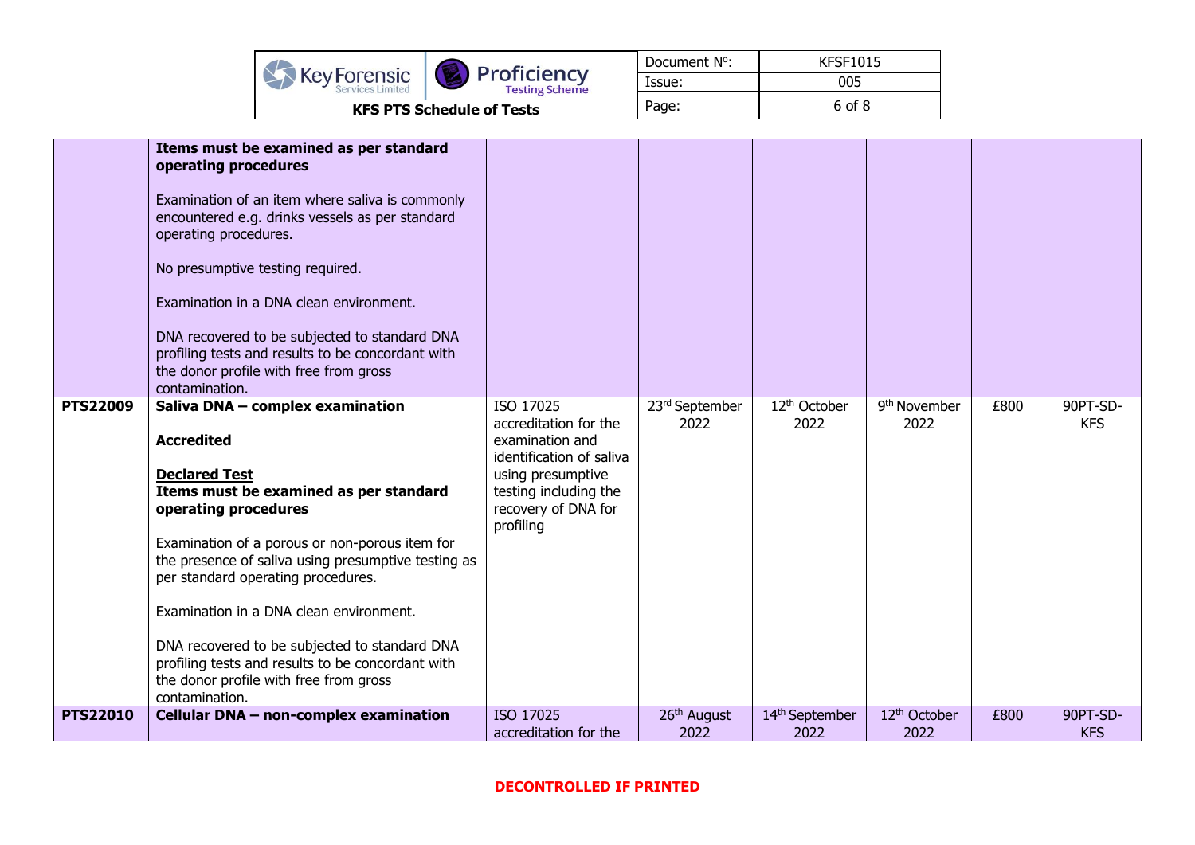| | | | | | | | |
|---|---|---|---|---|---|---|---|
| | **Items must be examined as per standard operating procedures**<br><br>Examination of an item where saliva is commonly encountered e.g. drinks vessels as per standard operating procedures.<br><br>No presumptive testing required.<br><br>Examination in a DNA clean environment.<br><br>DNA recovered to be subjected to standard DNA profiling tests and results to be concordant with the donor profile with free from gross contamination. | | | | | | |
| **PTS22009** | **Saliva DNA – complex examination**<br><br>**Accredited**<br><br>**Declared Test**<br>**Items must be examined as per standard operating procedures**<br><br>Examination of a porous or non-porous item for the presence of saliva using presumptive testing as per standard operating procedures.<br><br>Examination in a DNA clean environment.<br><br>DNA recovered to be subjected to standard DNA profiling tests and results to be concordant with the donor profile with free from gross contamination. | ISO 17025 accreditation for the examination and identification of saliva using presumptive testing including the recovery of DNA for profiling | 23rd September 2022 | 12th October 2022 | 9th November 2022 | £800 | 90PT-SD-KFS |
| **PTS22010** | **Cellular DNA – non-complex examination** | ISO 17025 accreditation for the | 26th August 2022 | 14th September 2022 | 12th October 2022 | £800 | 90PT-SD-KFS |

**DECONTROLLED IF PRINTED**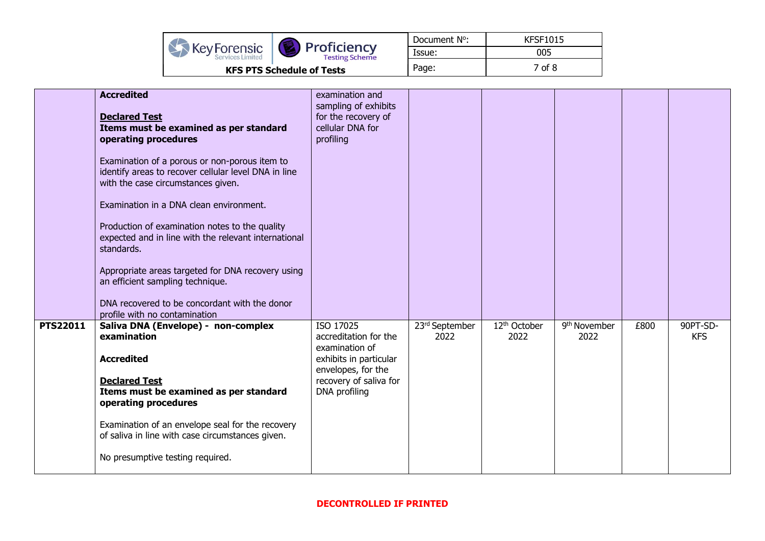| | | | | | | | |
|---|---|---|---|---|---|---|---|
| | **Accredited**<br><br>**Declared Test**<br>**Items must be examined as per standard operating procedures**<br><br>Examination of a porous or non-porous item to identify areas to recover cellular level DNA in line with the case circumstances given.<br><br>Examination in a DNA clean environment.<br><br>Production of examination notes to the quality expected and in line with the relevant international standards.<br><br>Appropriate areas targeted for DNA recovery using an efficient sampling technique.<br><br>DNA recovered to be concordant with the donor profile with no contamination | examination and sampling of exhibits for the recovery of cellular DNA for profiling | | | | | |
| **PTS22011** | **Saliva DNA (Envelope) - non-complex examination**<br><br>**Accredited**<br><br>**Declared Test**<br>**Items must be examined as per standard operating procedures**<br><br>Examination of an envelope seal for the recovery of saliva in line with case circumstances given.<br><br>No presumptive testing required. | ISO 17025 accreditation for the examination of exhibits in particular envelopes, for the recovery of saliva for DNA profiling | 23rd September 2022 | 12th October 2022 | 9th November 2022 | £800 | 90PT-SD-KFS |

**DECONTROLLED IF PRINTED**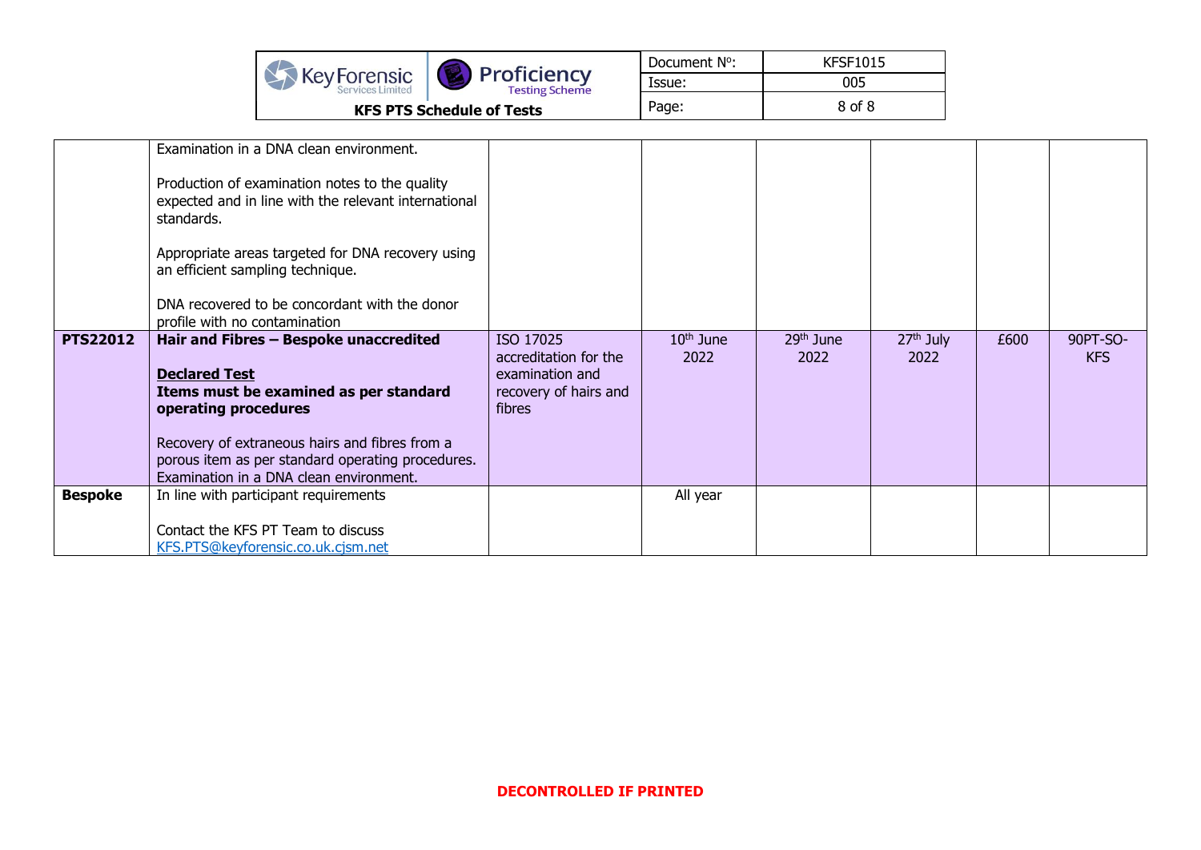| | | | | | | | |
|---|---|---|---|---|---|---|---|
| | Examination in a DNA clean environment.<br><br>Production of examination notes to the quality expected and in line with the relevant international standards.<br><br>Appropriate areas targeted for DNA recovery using an efficient sampling technique.<br><br>DNA recovered to be concordant with the donor profile with no contamination | | | | | | |
| **PTS22012** | **Hair and Fibres – Bespoke unaccredited**<br><br>**Declared Test**<br>**Items must be examined as per standard operating procedures**<br><br>Recovery of extraneous hairs and fibres from a porous item as per standard operating procedures. Examination in a DNA clean environment. | ISO 17025 accreditation for the examination and recovery of hairs and fibres | 10th June 2022 | 29th June 2022 | 27th July 2022 | £600 | 90PT-SO-KFS |
| **Bespoke** | In line with participant requirements<br><br>Contact the KFS PT Team to discuss [KFS.PTS@keyforensic.co.uk.cjsm.net](mailto:KFS.PTS@keyforensic.co.uk.cjsm.net) | | All year | | | | |

**DECONTROLLED IF PRINTED**